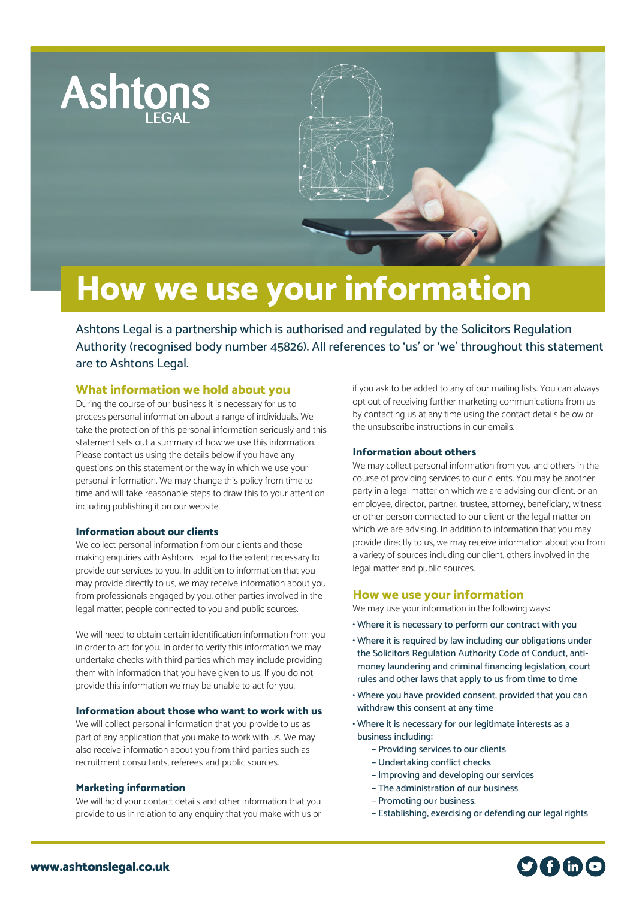Ashtons LEGAL

# How we use your information

Ashtons Legal is a partnership which is authorised and regulated by the Solicitors Regulation Authority (recognised body number 45826). All references to 'us' or 'we' throughout this statement are to Ashtons Legal.

## What information we hold about you

During the course of our business it is necessary for us to process personal information about a range of individuals. We take the protection of this personal information seriously and this statement sets out a summary of how we use this information. Please contact us using the details below if you have any questions on this statement or the way in which we use your personal information. We may change this policy from time to time and will take reasonable steps to draw this to your attention including publishing it on our website.

### Information about our clients

We collect personal information from our clients and those making enquiries with Ashtons Legal to the extent necessary to provide our services to you. In addition to information that you may provide directly to us, we may receive information about you from professionals engaged by you, other parties involved in the legal matter, people connected to you and public sources.

We will need to obtain certain identification information from you in order to act for you. In order to verify this information we may undertake checks with third parties which may include providing them with information that you have given to us. If you do not provide this information we may be unable to act for you.

### Information about those who want to work with us

We will collect personal information that you provide to us as part of any application that you make to work with us. We may also receive information about you from third parties such as recruitment consultants, referees and public sources.

### Marketing information

We will hold your contact details and other information that you provide to us in relation to any enquiry that you make with us or if you ask to be added to any of our mailing lists. You can always opt out of receiving further marketing communications from us by contacting us at any time using the contact details below or the unsubscribe instructions in our emails.

### Information about others

We may collect personal information from you and others in the course of providing services to our clients. You may be another party in a legal matter on which we are advising our client, or an employee, director, partner, trustee, attorney, beneficiary, witness or other person connected to our client or the legal matter on which we are advising. In addition to information that you may provide directly to us, we may receive information about you from a variety of sources including our client, others involved in the legal matter and public sources.

## How we use your information

We may use your information in the following ways:

- Where it is necessary to perform our contract with you
- Where it is required by law including our obligations under the Solicitors Regulation Authority Code of Conduct, anti-money laundering and criminal financing legislation, court rules and other laws that apply to us from time to time
- Where you have provided consent, provided that you can withdraw this consent at any time
- Where it is necessary for our legitimate interests as a business including:
  - Providing services to our clients
  - Undertaking conflict checks
  - Improving and developing our services
  - The administration of our business
  - Promoting our business.
  - Establishing, exercising or defending our legal rights

www.ashtonslegal.co.uk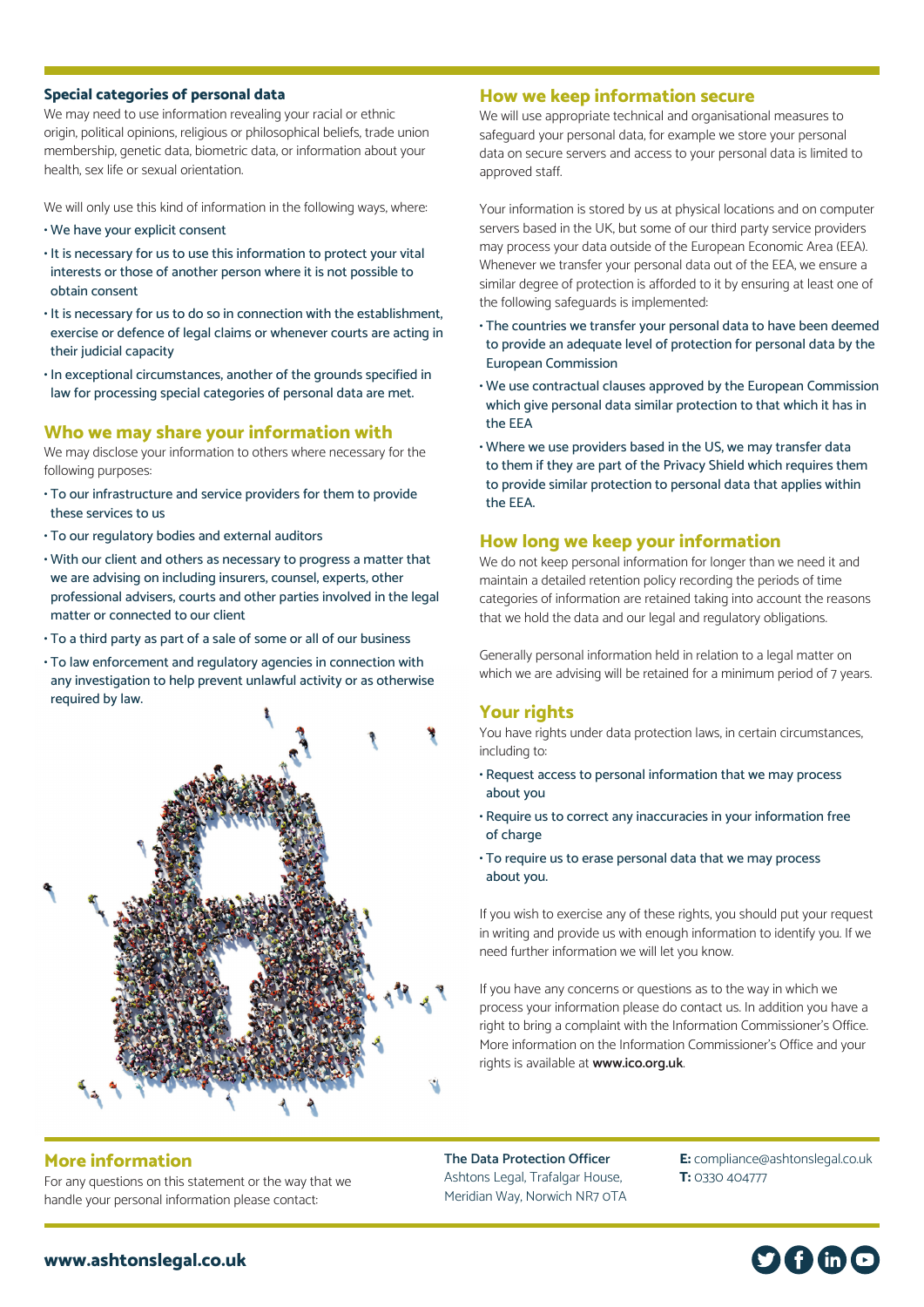### Special categories of personal data

We may need to use information revealing your racial or ethnic origin, political opinions, religious or philosophical beliefs, trade union membership, genetic data, biometric data, or information about your health, sex life or sexual orientation.

We will only use this kind of information in the following ways, where:

- We have your explicit consent
- It is necessary for us to use this information to protect your vital interests or those of another person where it is not possible to obtain consent
- It is necessary for us to do so in connection with the establishment, exercise or defence of legal claims or whenever courts are acting in their judicial capacity
- In exceptional circumstances, another of the grounds specified in law for processing special categories of personal data are met.

## Who we may share your information with

We may disclose your information to others where necessary for the following purposes:

- To our infrastructure and service providers for them to provide these services to us
- To our regulatory bodies and external auditors
- With our client and others as necessary to progress a matter that we are advising on including insurers, counsel, experts, other professional advisers, courts and other parties involved in the legal matter or connected to our client
- To a third party as part of a sale of some or all of our business
- To law enforcement and regulatory agencies in connection with any investigation to help prevent unlawful activity or as otherwise required by law.

## How we keep information secure

We will use appropriate technical and organisational measures to safeguard your personal data, for example we store your personal data on secure servers and access to your personal data is limited to approved staff.

Your information is stored by us at physical locations and on computer servers based in the UK, but some of our third party service providers may process your data outside of the European Economic Area (EEA). Whenever we transfer your personal data out of the EEA, we ensure a similar degree of protection is afforded to it by ensuring at least one of the following safeguards is implemented:

- The countries we transfer your personal data to have been deemed to provide an adequate level of protection for personal data by the European Commission
- We use contractual clauses approved by the European Commission which give personal data similar protection to that which it has in the EEA
- Where we use providers based in the US, we may transfer data to them if they are part of the Privacy Shield which requires them to provide similar protection to personal data that applies within the EEA.

## How long we keep your information

We do not keep personal information for longer than we need it and maintain a detailed retention policy recording the periods of time categories of information are retained taking into account the reasons that we hold the data and our legal and regulatory obligations.

Generally personal information held in relation to a legal matter on which we are advising will be retained for a minimum period of 7 years.

## Your rights

You have rights under data protection laws, in certain circumstances, including to:

- Request access to personal information that we may process about you
- Require us to correct any inaccuracies in your information free of charge
- To require us to erase personal data that we may process about you.

If you wish to exercise any of these rights, you should put your request in writing and provide us with enough information to identify you. If we need further information we will let you know.

If you have any concerns or questions as to the way in which we process your information please do contact us. In addition you have a right to bring a complaint with the Information Commissioner's Office. More information on the Information Commissioner's Office and your rights is available at **www.ico.org.uk**.

## More information

For any questions on this statement or the way that we handle your personal information please contact:

**The Data Protection Officer**
Ashtons Legal, Trafalgar House,
Meridian Way, Norwich NR7 0TA

**E:** compliance@ashtonslegal.co.uk
**T:** 0330 404777

**www.ashtonslegal.co.uk**